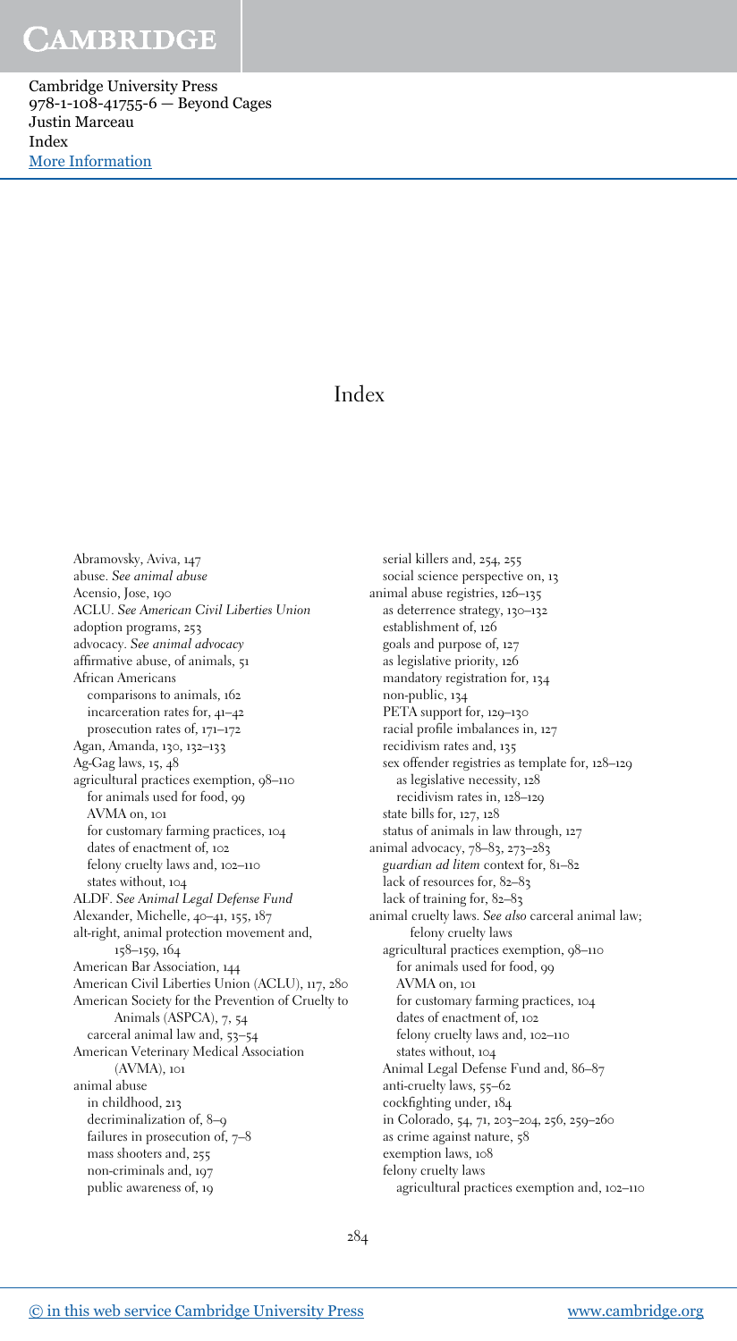# Index

Abramovsky, Aviva, 147
abuse. *See animal abuse*
Acensio, Jose, 190
ACLU. *See American Civil Liberties Union*
adoption programs, 253
advocacy. *See animal advocacy*
affirmative abuse, of animals, 51
African Americans
  comparisons to animals, 162
  incarceration rates for, 41–42
  prosecution rates of, 171–172
Agan, Amanda, 130, 132–133
Ag-Gag laws, 15, 48
agricultural practices exemption, 98–110
  for animals used for food, 99
  AVMA on, 101
  for customary farming practices, 104
  dates of enactment of, 102
  felony cruelty laws and, 102–110
  states without, 104
ALDF. *See Animal Legal Defense Fund*
Alexander, Michelle, 40–41, 155, 187
alt-right, animal protection movement and, 158–159, 164
American Bar Association, 144
American Civil Liberties Union (ACLU), 117, 280
American Society for the Prevention of Cruelty to Animals (ASPCA), 7, 54
  carceral animal law and, 53–54
American Veterinary Medical Association (AVMA), 101
animal abuse
  in childhood, 213
  decriminalization of, 8–9
  failures in prosecution of, 7–8
  mass shooters and, 255
  non-criminals and, 197
  public awareness of, 19
  serial killers and, 254, 255
  social science perspective on, 13
animal abuse registries, 126–135
  as deterrence strategy, 130–132
  establishment of, 126
  goals and purpose of, 127
  as legislative priority, 126
  mandatory registration for, 134
  non-public, 134
  PETA support for, 129–130
  racial profile imbalances in, 127
  recidivism rates and, 135
  sex offender registries as template for, 128–129
    as legislative necessity, 128
    recidivism rates in, 128–129
  state bills for, 127, 128
  status of animals in law through, 127
animal advocacy, 78–83, 273–283
  *guardian ad litem* context for, 81–82
  lack of resources for, 82–83
  lack of training for, 82–83
animal cruelty laws. *See also* carceral animal law; felony cruelty laws
  agricultural practices exemption, 98–110
    for animals used for food, 99
    AVMA on, 101
    for customary farming practices, 104
    dates of enactment of, 102
    felony cruelty laws and, 102–110
    states without, 104
  Animal Legal Defense Fund and, 86–87
  anti-cruelty laws, 55–62
  cockfighting under, 184
  in Colorado, 54, 71, 203–204, 256, 259–260
  as crime against nature, 58
  exemption laws, 108
  felony cruelty laws
    agricultural practices exemption and, 102–110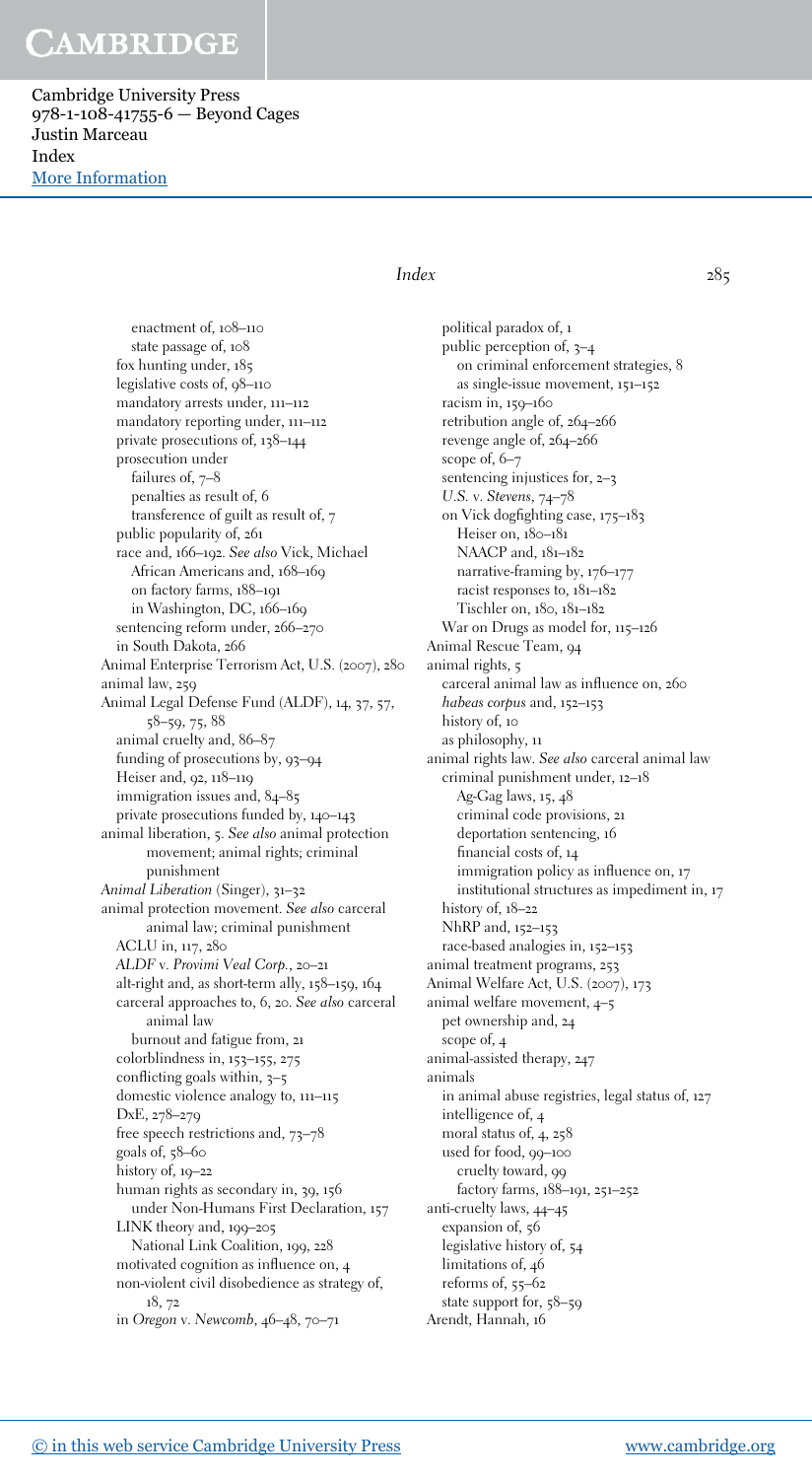enactment of, 108–110
    state passage of, 108
  fox hunting under, 185
  legislative costs of, 98–110
  mandatory arrests under, 111–112
  mandatory reporting under, 111–112
  private prosecutions of, 138–144
  prosecution under
    failures of, 7–8
    penalties as result of, 6
    transference of guilt as result of, 7
  public popularity of, 261
  race and, 166–192. *See also* Vick, Michael
    African Americans and, 168–169
    on factory farms, 188–191
    in Washington, DC, 166–169
  sentencing reform under, 266–270
  in South Dakota, 266
Animal Enterprise Terrorism Act, U.S. (2007), 280
animal law, 259
Animal Legal Defense Fund (ALDF), 14, 37, 57, 58–59, 75, 88
  animal cruelty and, 86–87
  funding of prosecutions by, 93–94
  Heiser and, 92, 118–119
  immigration issues and, 84–85
  private prosecutions funded by, 140–143
animal liberation, 5. *See also* animal protection movement; animal rights; criminal punishment
*Animal Liberation* (Singer), 31–32
animal protection movement. *See also* carceral animal law; criminal punishment
  ACLU in, 117, 280
  *ALDF* v. *Provimi Veal Corp.*, 20–21
  alt-right and, as short-term ally, 158–159, 164
  carceral approaches to, 6, 20. *See also* carceral animal law
    burnout and fatigue from, 21
  colorblindness in, 153–155, 275
  conflicting goals within, 3–5
  domestic violence analogy to, 111–115
  DxE, 278–279
  free speech restrictions and, 73–78
  goals of, 58–60
  history of, 19–22
  human rights as secondary in, 39, 156
    under Non-Humans First Declaration, 157
  LINK theory and, 199–205
    National Link Coalition, 199, 228
  motivated cognition as influence on, 4
  non-violent civil disobedience as strategy of, 18, 72
  in *Oregon* v. *Newcomb*, 46–48, 70–71
  political paradox of, 1
  public perception of, 3–4
    on criminal enforcement strategies, 8
  as single-issue movement, 151–152
  racism in, 159–160
  retribution angle of, 264–266
  revenge angle of, 264–266
  scope of, 6–7
  sentencing injustices for, 2–3
  *U.S.* v. *Stevens*, 74–78
  on Vick dogfighting case, 175–183
    Heiser on, 180–181
    NAACP and, 181–182
    narrative-framing by, 176–177
    racist responses to, 181–182
    Tischler on, 180, 181–182
  War on Drugs as model for, 115–126
Animal Rescue Team, 94
animal rights, 5
  carceral animal law as influence on, 260
  *habeas corpus* and, 152–153
  history of, 10
  as philosophy, 11
animal rights law. *See also* carceral animal law
  criminal punishment under, 12–18
    Ag-Gag laws, 15, 48
    criminal code provisions, 21
    deportation sentencing, 16
    financial costs of, 14
    immigration policy as influence on, 17
    institutional structures as impediment in, 17
  history of, 18–22
  NhRP and, 152–153
  race-based analogies in, 152–153
animal treatment programs, 253
Animal Welfare Act, U.S. (2007), 173
animal welfare movement, 4–5
  pet ownership and, 24
  scope of, 4
animal-assisted therapy, 247
animals
  in animal abuse registries, legal status of, 127
  intelligence of, 4
  moral status of, 4, 258
  used for food, 99–100
    cruelty toward, 99
    factory farms, 188–191, 251–252
anti-cruelty laws, 44–45
  expansion of, 56
  legislative history of, 54
  limitations of, 46
  reforms of, 55–62
  state support for, 58–59
Arendt, Hannah, 16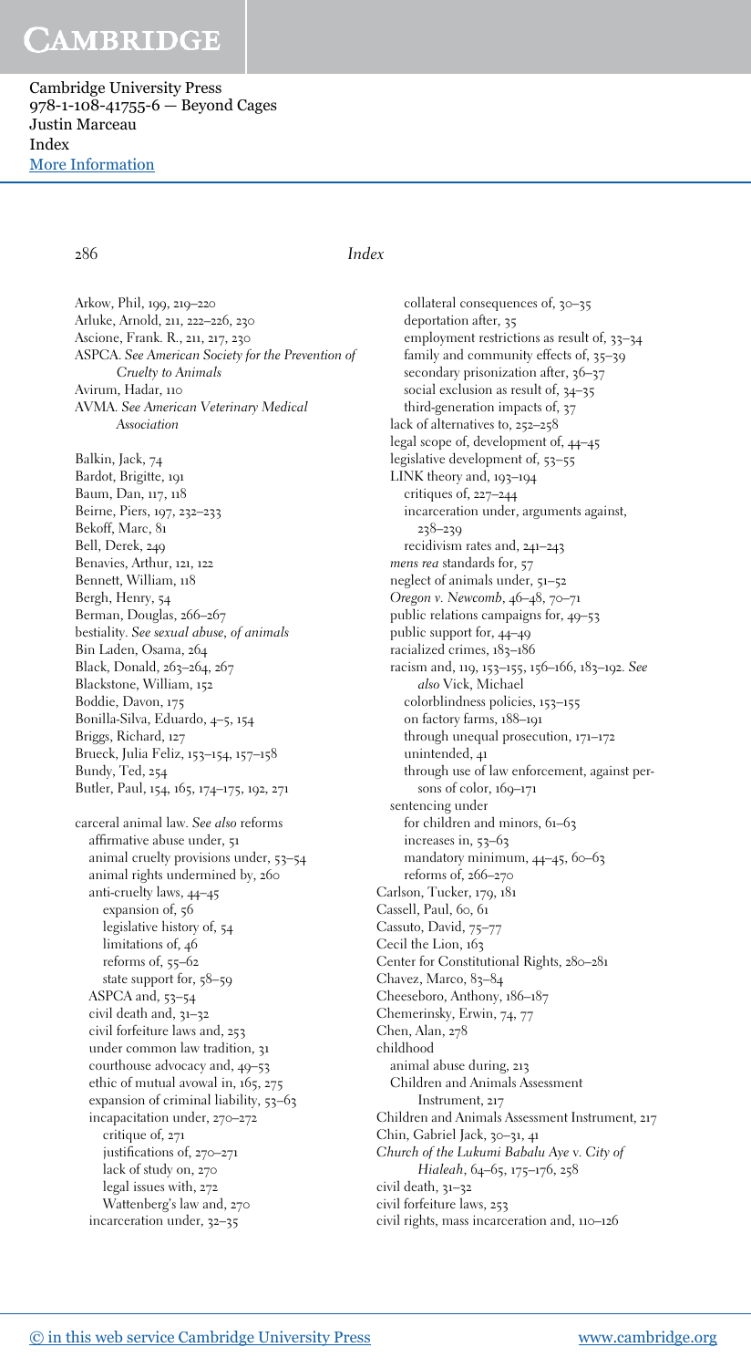Arkow, Phil, 199, 219–220
Arluke, Arnold, 211, 222–226, 230
Ascione, Frank. R., 211, 217, 230
ASPCA. *See American Society for the Prevention of Cruelty to Animals*
Avirum, Hadar, 110
AVMA. *See American Veterinary Medical Association*

Balkin, Jack, 74
Bardot, Brigitte, 191
Baum, Dan, 117, 118
Beirne, Piers, 197, 232–233
Bekoff, Marc, 81
Bell, Derek, 249
Benavies, Arthur, 121, 122
Bennett, William, 118
Bergh, Henry, 54
Berman, Douglas, 266–267
bestiality. *See sexual abuse, of animals*
Bin Laden, Osama, 264
Black, Donald, 263–264, 267
Blackstone, William, 152
Boddie, Davon, 175
Bonilla-Silva, Eduardo, 4–5, 154
Briggs, Richard, 127
Brueck, Julia Feliz, 153–154, 157–158
Bundy, Ted, 254
Butler, Paul, 154, 165, 174–175, 192, 271

carceral animal law. *See also* reforms
- affirmative abuse under, 51
- animal cruelty provisions under, 53–54
- animal rights undermined by, 260
- anti-cruelty laws, 44–45
  - expansion of, 56
  - legislative history of, 54
  - limitations of, 46
  - reforms of, 55–62
  - state support for, 58–59
- ASPCA and, 53–54
- civil death and, 31–32
- civil forfeiture laws and, 253
- under common law tradition, 31
- courthouse advocacy and, 49–53
- ethic of mutual avowal in, 165, 275
- expansion of criminal liability, 53–63
- incapacitation under, 270–272
  - critique of, 271
  - justifications of, 270–271
  - lack of study on, 270
  - legal issues with, 272
  - Wattenberg's law and, 270
- incarceration under, 32–35
  - collateral consequences of, 30–35
  - deportation after, 35
  - employment restrictions as result of, 33–34
  - family and community effects of, 35–39
  - secondary prisonization after, 36–37
  - social exclusion as result of, 34–35
  - third-generation impacts of, 37
- lack of alternatives to, 252–258
- legal scope of, development of, 44–45
- legislative development of, 53–55
- LINK theory and, 193–194
  - critiques of, 227–244
  - incarceration under, arguments against, 238–239
  - recidivism rates and, 241–243
- *mens rea* standards for, 57
- neglect of animals under, 51–52
- *Oregon v. Newcomb*, 46–48, 70–71
- public relations campaigns for, 49–53
- public support for, 44–49
- racialized crimes, 183–186
- racism and, 119, 153–155, 156–166, 183–192. *See also* Vick, Michael
  - colorblindness policies, 153–155
  - on factory farms, 188–191
  - through unequal prosecution, 171–172
  - unintended, 41
  - through use of law enforcement, against persons of color, 169–171
- sentencing under
  - for children and minors, 61–63
  - increases in, 53–63
  - mandatory minimum, 44–45, 60–63
  - reforms of, 266–270

Carlson, Tucker, 179, 181
Cassell, Paul, 60, 61
Cassuto, David, 75–77
Cecil the Lion, 163
Center for Constitutional Rights, 280–281
Chavez, Marco, 83–84
Cheeseboro, Anthony, 186–187
Chemerinsky, Erwin, 74, 77
Chen, Alan, 278
childhood
- animal abuse during, 213
- Children and Animals Assessment Instrument, 217

Children and Animals Assessment Instrument, 217
Chin, Gabriel Jack, 30–31, 41
*Church of the Lukumi Babalu Aye v. City of Hialeah*, 64–65, 175–176, 258
civil death, 31–32
civil forfeiture laws, 253
civil rights, mass incarceration and, 110–126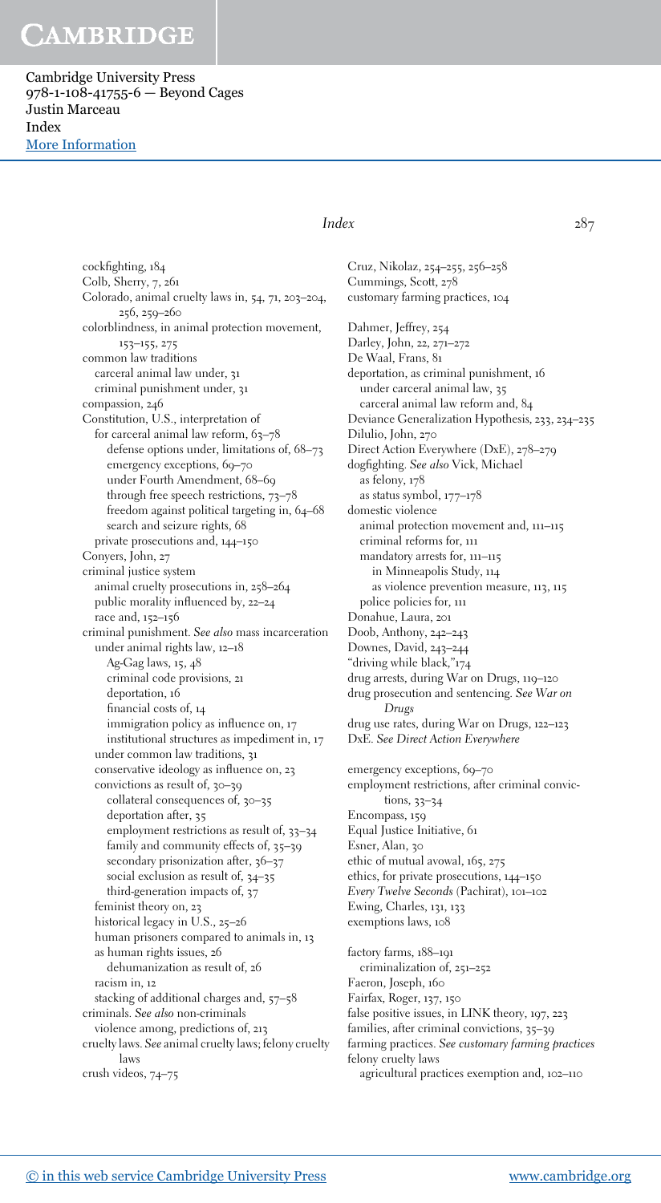cockfighting, 184
Colb, Sherry, 7, 261
Colorado, animal cruelty laws in, 54, 71, 203–204, 256, 259–260
colorblindness, in animal protection movement, 153–155, 275
common law traditions
  carceral animal law under, 31
  criminal punishment under, 31
compassion, 246
Constitution, U.S., interpretation of
  for carceral animal law reform, 63–78
    defense options under, limitations of, 68–73
    emergency exceptions, 69–70
    under Fourth Amendment, 68–69
    through free speech restrictions, 73–78
    freedom against political targeting in, 64–68
    search and seizure rights, 68
  private prosecutions and, 144–150
Conyers, John, 27
criminal justice system
  animal cruelty prosecutions in, 258–264
  public morality influenced by, 22–24
  race and, 152–156
criminal punishment. *See also* mass incarceration
  under animal rights law, 12–18
    Ag-Gag laws, 15, 48
    criminal code provisions, 21
    deportation, 16
    financial costs of, 14
    immigration policy as influence on, 17
    institutional structures as impediment in, 17
  under common law traditions, 31
  conservative ideology as influence on, 23
  convictions as result of, 30–39
    collateral consequences of, 30–35
    deportation after, 35
    employment restrictions as result of, 33–34
    family and community effects of, 35–39
    secondary prisonization after, 36–37
    social exclusion as result of, 34–35
    third-generation impacts of, 37
  feminist theory on, 23
  historical legacy in U.S., 25–26
  human prisoners compared to animals in, 13
  as human rights issues, 26
    dehumanization as result of, 26
  racism in, 12
  stacking of additional charges and, 57–58
criminals. *See also* non-criminals
  violence among, predictions of, 213
cruelty laws. *See* animal cruelty laws; felony cruelty laws
crush videos, 74–75

Cruz, Nikolaz, 254–255, 256–258
Cummings, Scott, 278
customary farming practices, 104

Dahmer, Jeffrey, 254
Darley, John, 22, 271–272
De Waal, Frans, 81
deportation, as criminal punishment, 16
  under carceral animal law, 35
  carceral animal law reform and, 84
Deviance Generalization Hypothesis, 233, 234–235
Dilulio, John, 270
Direct Action Everywhere (DxE), 278–279
dogfighting. *See also* Vick, Michael
  as felony, 178
  as status symbol, 177–178
domestic violence
  animal protection movement and, 111–115
  criminal reforms for, 111
  mandatory arrests for, 111–115
    in Minneapolis Study, 114
    as violence prevention measure, 113, 115
  police policies for, 111
Donahue, Laura, 201
Doob, Anthony, 242–243
Downes, David, 243–244
"driving while black,"174
drug arrests, during War on Drugs, 119–120
drug prosecution and sentencing. *See* War on Drugs
drug use rates, during War on Drugs, 122–123
DxE. *See* Direct Action Everywhere

emergency exceptions, 69–70
employment restrictions, after criminal convictions, 33–34
Encompass, 159
Equal Justice Initiative, 61
Esner, Alan, 30
ethic of mutual avowal, 165, 275
ethics, for private prosecutions, 144–150
*Every Twelve Seconds* (Pachirat), 101–102
Ewing, Charles, 131, 133
exemptions laws, 108

factory farms, 188–191
  criminalization of, 251–252
Faeron, Joseph, 160
Fairfax, Roger, 137, 150
false positive issues, in LINK theory, 197, 223
families, after criminal convictions, 35–39
farming practices. *See* customary farming practices
felony cruelty laws
  agricultural practices exemption and, 102–110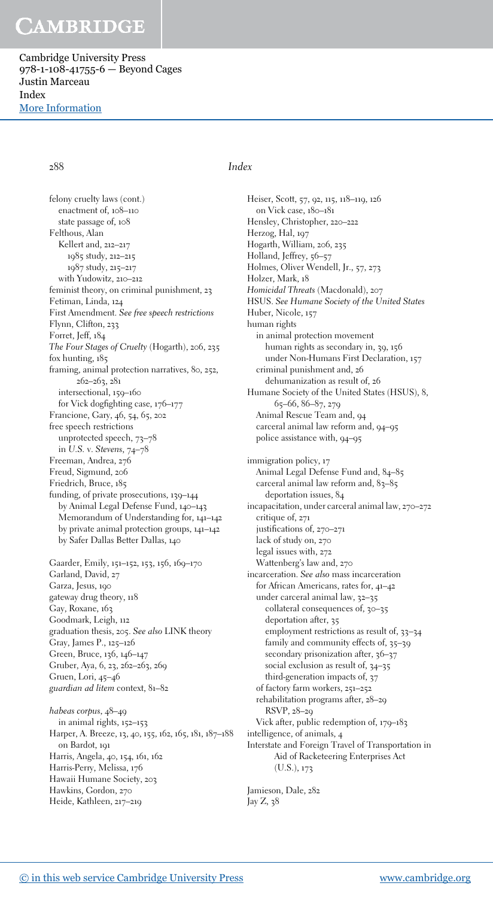felony cruelty laws (cont.)
  enactment of, 108–110
  state passage of, 108
Felthous, Alan
  Kellert and, 212–217
    1985 study, 212–215
    1987 study, 215–217
  with Yudowitz, 210–212
feminist theory, on criminal punishment, 23
Fetiman, Linda, 124
First Amendment. *See free speech restrictions*
Flynn, Clifton, 233
Forret, Jeff, 184
*The Four Stages of Cruelty* (Hogarth), 206, 235
fox hunting, 185
framing, animal protection narratives, 80, 252, 262–263, 281
  intersectional, 159–160
  for Vick dogfighting case, 176–177
Francione, Gary, 46, 54, 65, 202
free speech restrictions
  unprotected speech, 73–78
  in *U.S. v. Stevens*, 74–78
Freeman, Andrea, 276
Freud, Sigmund, 206
Friedrich, Bruce, 185
funding, of private prosecutions, 139–144
  by Animal Legal Defense Fund, 140–143
  Memorandum of Understanding for, 141–142
  by private animal protection groups, 141–142
  by Safer Dallas Better Dallas, 140

Gaarder, Emily, 151–152, 153, 156, 169–170
Garland, David, 27
Garza, Jesus, 190
gateway drug theory, 118
Gay, Roxane, 163
Goodmark, Leigh, 112
graduation thesis, 205. *See also* LINK theory
Gray, James P., 125–126
Green, Bruce, 136, 146–147
Gruber, Aya, 6, 23, 262–263, 269
Gruen, Lori, 45–46
*guardian ad litem* context, 81–82

*habeas corpus*, 48–49
  in animal rights, 152–153
Harper, A. Breeze, 13, 40, 155, 162, 165, 181, 187–188
  on Bardot, 191
Harris, Angela, 40, 154, 161, 162
Harris-Perry, Melissa, 176
Hawaii Humane Society, 203
Hawkins, Gordon, 270
Heide, Kathleen, 217–219
Heiser, Scott, 57, 92, 115, 118–119, 126
  on Vick case, 180–181
Hensley, Christopher, 220–222
Herzog, Hal, 197
Hogarth, William, 206, 235
Holland, Jeffrey, 56–57
Holmes, Oliver Wendell, Jr., 57, 273
Holzer, Mark, 18
*Homicidal Threats* (Macdonald), 207
HSUS. *See Humane Society of the United States*
Huber, Nicole, 157
human rights
  in animal protection movement
    human rights as secondary in, 39, 156
    under Non-Humans First Declaration, 157
  criminal punishment and, 26
    dehumanization as result of, 26
Humane Society of the United States (HSUS), 8, 65–66, 86–87, 279
  Animal Rescue Team and, 94
  carceral animal law reform and, 94–95
  police assistance with, 94–95

immigration policy, 17
  Animal Legal Defense Fund and, 84–85
  carceral animal law reform and, 83–85
    deportation issues, 84
incapacitation, under carceral animal law, 270–272
  critique of, 271
  justifications of, 270–271
  lack of study on, 270
  legal issues with, 272
  Wattenberg's law and, 270
incarceration. *See also* mass incarceration
  for African Americans, rates for, 41–42
  under carceral animal law, 32–35
    collateral consequences of, 30–35
    deportation after, 35
    employment restrictions as result of, 33–34
    family and community effects of, 35–39
    secondary prisonization after, 36–37
    social exclusion as result of, 34–35
    third-generation impacts of, 37
  of factory farm workers, 251–252
  rehabilitation programs after, 28–29
    RSVP, 28–29
  Vick after, public redemption of, 179–183
intelligence, of animals, 4
Interstate and Foreign Travel of Transportation in Aid of Racketeering Enterprises Act (U.S.), 173

Jamieson, Dale, 282
Jay Z, 38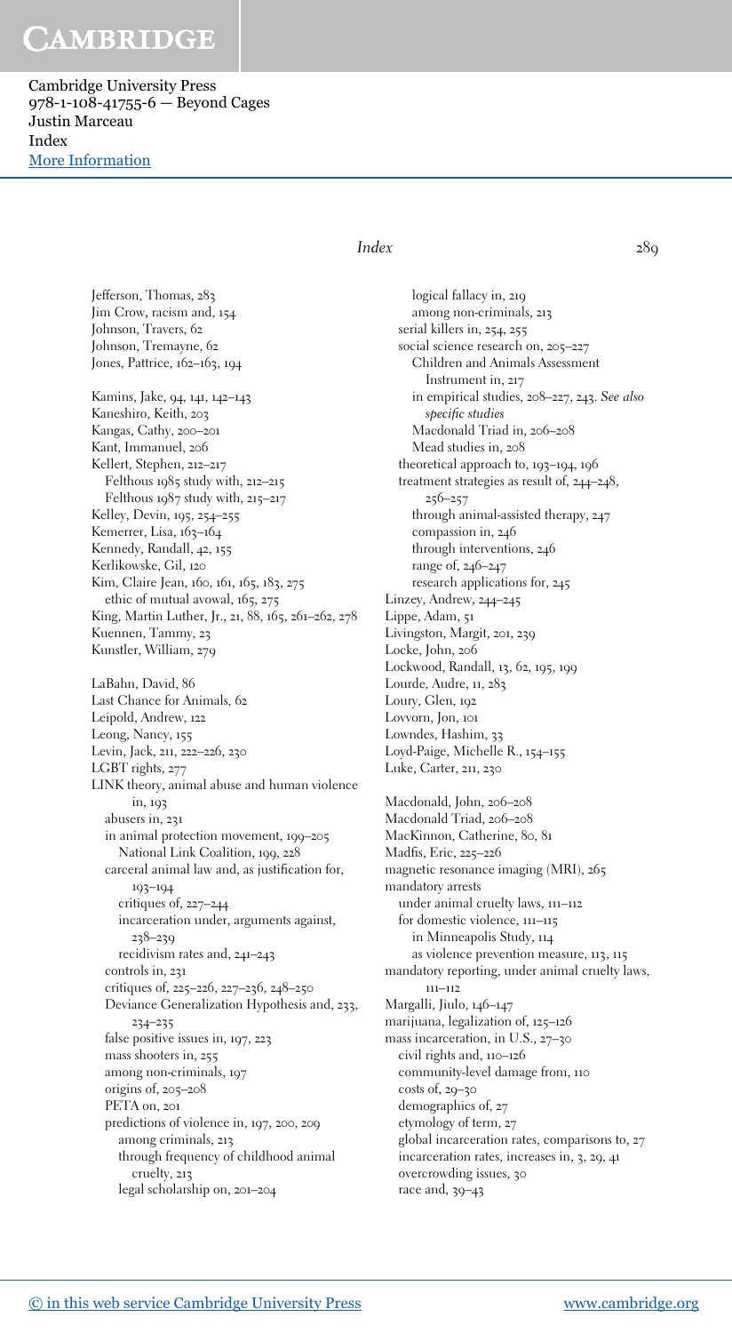Jefferson, Thomas, 283
Jim Crow, racism and, 154
Johnson, Travers, 62
Johnson, Tremayne, 62
Jones, Pattrice, 162–163, 194

Kamins, Jake, 94, 141, 142–143
Kaneshiro, Keith, 203
Kangas, Cathy, 200–201
Kant, Immanuel, 206
Kellert, Stephen, 212–217
  Felthous 1985 study with, 212–215
  Felthous 1987 study with, 215–217
Kelley, Devin, 195, 254–255
Kemerrer, Lisa, 163–164
Kennedy, Randall, 42, 155
Kerlikowske, Gil, 120
Kim, Claire Jean, 160, 161, 165, 183, 275
  ethic of mutual avowal, 165, 275
King, Martin Luther, Jr., 21, 88, 165, 261–262, 278
Kuennen, Tammy, 23
Kunstler, William, 279

LaBahn, David, 86
Last Chance for Animals, 62
Leipold, Andrew, 122
Leong, Nancy, 155
Levin, Jack, 211, 222–226, 230
LGBT rights, 277
LINK theory, animal abuse and human violence in, 193
  abusers in, 231
  in animal protection movement, 199–205
    National Link Coalition, 199, 228
  carceral animal law and, as justification for, 193–194
    critiques of, 227–244
    incarceration under, arguments against, 238–239
    recidivism rates and, 241–243
  controls in, 231
  critiques of, 225–226, 227–236, 248–250
  Deviance Generalization Hypothesis and, 233, 234–235
  false positive issues in, 197, 223
  mass shooters in, 255
  among non-criminals, 197
  origins of, 205–208
  PETA on, 201
  predictions of violence in, 197, 200, 209
    among criminals, 213
    through frequency of childhood animal cruelty, 213
    legal scholarship on, 201–204
    logical fallacy in, 219
    among non-criminals, 213
  serial killers in, 254, 255
  social science research on, 205–227
    Children and Animals Assessment Instrument in, 217
    in empirical studies, 208–227, 243. *See also specific studies*
    Macdonald Triad in, 206–208
    Mead studies in, 208
  theoretical approach to, 193–194, 196
  treatment strategies as result of, 244–248, 256–257
    through animal-assisted therapy, 247
    compassion in, 246
    through interventions, 246
    range of, 246–247
    research applications for, 245
Linzey, Andrew, 244–245
Lippe, Adam, 51
Livingston, Margit, 201, 239
Locke, John, 206
Lockwood, Randall, 13, 62, 195, 199
Lourde, Audre, 11, 283
Loury, Glen, 192
Lovvorn, Jon, 101
Lowndes, Hashim, 33
Loyd-Paige, Michelle R., 154–155
Luke, Carter, 211, 230

Macdonald, John, 206–208
Macdonald Triad, 206–208
MacKinnon, Catherine, 80, 81
Madfis, Eric, 225–226
magnetic resonance imaging (MRI), 265
mandatory arrests
  under animal cruelty laws, 111–112
  for domestic violence, 111–115
    in Minneapolis Study, 114
    as violence prevention measure, 113, 115
mandatory reporting, under animal cruelty laws, 111–112
Margalli, Jiulo, 146–147
marijuana, legalization of, 125–126
mass incarceration, in U.S., 27–30
  civil rights and, 110–126
  community-level damage from, 110
  costs of, 29–30
  demographics of, 27
  etymology of term, 27
  global incarceration rates, comparisons to, 27
  incarceration rates, increases in, 3, 29, 41
  overcrowding issues, 30
  race and, 39–43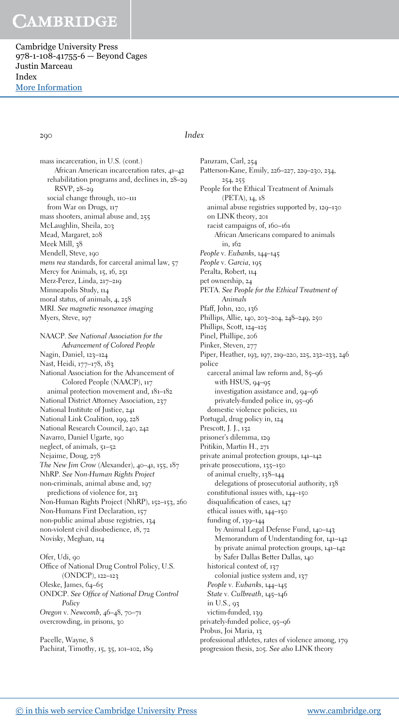mass incarceration, in U.S. (cont.)
  African American incarceration rates, 41–42
  rehabilitation programs and, declines in, 28–29
  RSVP, 28–29
  social change through, 110–111
  from War on Drugs, 117
mass shooters, animal abuse and, 255
McLaughlin, Sheila, 203
Mead, Margaret, 208
Meek Mill, 38
Mendell, Steve, 190
*mens rea* standards, for carceral animal law, 57
Mercy for Animals, 15, 16, 251
Merz-Perez, Linda, 217–219
Minneapolis Study, 114
moral status, of animals, 4, 258
MRI. *See* magnetic resonance imaging
Myers, Steve, 197

NAACP. *See* National Association for the Advancement of Colored People
Nagin, Daniel, 123–124
Nast, Heidi, 177–178, 183
National Association for the Advancement of Colored People (NAACP), 117
  animal protection movement and, 181–182
National District Attorney Association, 237
National Institute of Justice, 241
National Link Coalition, 199, 228
National Research Council, 240, 242
Navarro, Daniel Ugarte, 190
neglect, of animals, 51–52
Nejaime, Doug, 278
*The New Jim Crow* (Alexander), 40–41, 155, 187
NhRP. *See* Non-Human Rights Project
non-criminals, animal abuse and, 197
  predictions of violence for, 213
Non-Human Rights Project (NhRP), 152–153, 260
Non-Humans First Declaration, 157
non-public animal abuse registries, 134
non-violent civil disobedience, 18, 72
Novisky, Meghan, 114

Ofer, Udi, 90
Office of National Drug Control Policy, U.S. (ONDCP), 122–123
Oleske, James, 64–65
ONDCP. *See* Office of National Drug Control Policy
*Oregon* v. *Newcomb*, 46–48, 70–71
overcrowding, in prisons, 30

Pacelle, Wayne, 8
Pachirat, Timothy, 15, 35, 101–102, 189
Panzram, Carl, 254
Patterson-Kane, Emily, 226–227, 229–230, 234, 254, 255
People for the Ethical Treatment of Animals (PETA), 14, 18
  animal abuse registries supported by, 129–130
  on LINK theory, 201
  racist campaigns of, 160–161
    African Americans compared to animals in, 162
*People* v. *Eubanks*, 144–145
*People* v. *Garcia*, 195
Peralta, Robert, 114
pet ownership, 24
PETA. *See* People for the Ethical Treatment of Animals
Pfaff, John, 120, 136
Phillips, Allie, 140, 203–204, 248–249, 250
Phillips, Scott, 124–125
Pinel, Phillipe, 206
Pinker, Steven, 277
Piper, Heather, 193, 197, 219–220, 225, 232–233, 246
police
  carceral animal law reform and, 85–96
    with HSUS, 94–95
    investigation assistance and, 94–96
    privately-funded police in, 95–96
  domestic violence policies, 111
Portugal, drug policy in, 124
Prescott, J. J., 132
prisoner's dilemma, 129
Pritikin, Martin H., 271
private animal protection groups, 141–142
private prosecutions, 135–150
  of animal cruelty, 138–144
    delegations of prosecutorial authority, 138
  constitutional issues with, 144–150
  disqualification of cases, 147
  ethical issues with, 144–150
  funding of, 139–144
    by Animal Legal Defense Fund, 140–143
    Memorandum of Understanding for, 141–142
    by private animal protection groups, 141–142
    by Safer Dallas Better Dallas, 140
  historical context of, 137
    colonial justice system and, 137
  *People* v. *Eubanks*, 144–145
  *State* v. *Culbreath*, 145–146
  in U.S., 93
  victim-funded, 139
privately-funded police, 95–96
Probus, Joi Maria, 13
professional athletes, rates of violence among, 179
progression thesis, 205. *See also* LINK theory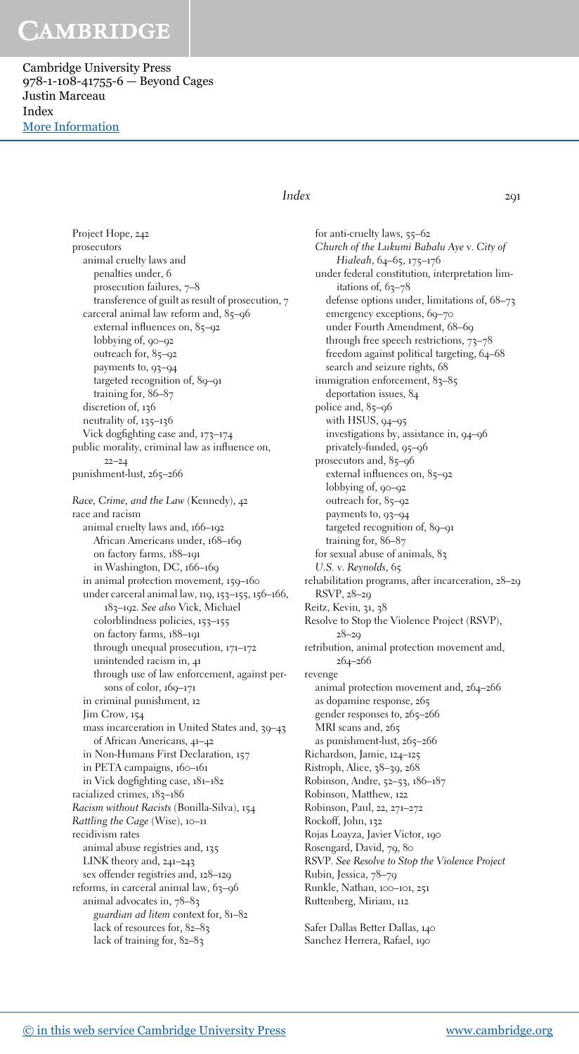Project Hope, 242
prosecutors
  animal cruelty laws and
    penalties under, 6
    prosecution failures, 7–8
    transference of guilt as result of prosecution, 7
  carceral animal law reform and, 85–96
    external influences on, 85–92
    lobbying of, 90–92
    outreach for, 85–92
    payments to, 93–94
    targeted recognition of, 89–91
    training for, 86–87
  discretion of, 136
  neutrality of, 135–136
  Vick dogfighting case and, 173–174
public morality, criminal law as influence on, 22–24
punishment-lust, 265–266

*Race, Crime, and the Law* (Kennedy), 42
race and racism
  animal cruelty laws and, 166–192
    African Americans under, 168–169
    on factory farms, 188–191
    in Washington, DC, 166–169
  in animal protection movement, 159–160
  under carceral animal law, 119, 153–155, 156–166, 183–192. *See also* Vick, Michael
    colorblindness policies, 153–155
    on factory farms, 188–191
    through unequal prosecution, 171–172
    unintended racism in, 41
    through use of law enforcement, against persons of color, 169–171
  in criminal punishment, 12
  Jim Crow, 154
  mass incarceration in United States and, 39–43
    of African Americans, 41–42
  in Non-Humans First Declaration, 157
  in PETA campaigns, 160–161
  in Vick dogfighting case, 181–182
racialized crimes, 183–186
*Racism without Racists* (Bonilla-Silva), 154
*Rattling the Cage* (Wise), 10–11
recidivism rates
  animal abuse registries and, 135
  LINK theory and, 241–243
  sex offender registries and, 128–129
reforms, in carceral animal law, 63–96
  animal advocates in, 78–83
    *guardian ad litem* context for, 81–82
    lack of resources for, 82–83
    lack of training for, 82–83
  for anti-cruelty laws, 55–62
  *Church of the Lukumi Babalu Aye* v. *City of Hialeah*, 64–65, 175–176
  under federal constitution, interpretation limitations of, 63–78
    defense options under, limitations of, 68–73
    emergency exceptions, 69–70
    under Fourth Amendment, 68–69
    through free speech restrictions, 73–78
    freedom against political targeting, 64–68
    search and seizure rights, 68
  immigration enforcement, 83–85
    deportation issues, 84
  police and, 85–96
    with HSUS, 94–95
    investigations by, assistance in, 94–96
    privately-funded, 95–96
  prosecutors and, 85–96
    external influences on, 85–92
    lobbying of, 90–92
    outreach for, 85–92
    payments to, 93–94
    targeted recognition of, 89–91
    training for, 86–87
  for sexual abuse of animals, 83
  *U.S.* v. *Reynolds*, 65
rehabilitation programs, after incarceration, 28–29
  RSVP, 28–29
Reitz, Kevin, 31, 38
Resolve to Stop the Violence Project (RSVP), 28–29
retribution, animal protection movement and, 264–266
revenge
  animal protection movement and, 264–266
  as dopamine response, 265
  gender responses to, 265–266
  MRI scans and, 265
  as punishment-lust, 265–266
Richardson, Jamie, 124–125
Ristroph, Alice, 38–39, 268
Robinson, Andre, 52–53, 186–187
Robinson, Matthew, 122
Robinson, Paul, 22, 271–272
Rockoff, John, 132
Rojas Loayza, Javier Victor, 190
Rosengard, David, 79, 80
RSVP. *See Resolve to Stop the Violence Project*
Rubin, Jessica, 78–79
Runkle, Nathan, 100–101, 251
Ruttenberg, Miriam, 112

Safer Dallas Better Dallas, 140
Sanchez Herrera, Rafael, 190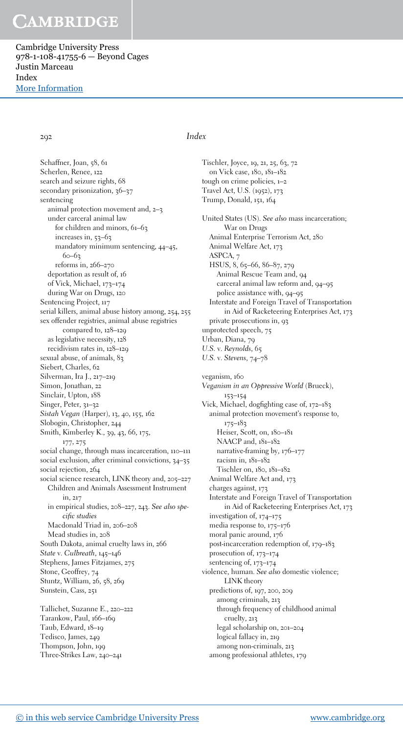Schaffner, Joan, 58, 61
Scherlen, Renee, 122
search and seizure rights, 68
secondary prisonization, 36–37
sentencing
  animal protection movement and, 2–3
  under carceral animal law
    for children and minors, 61–63
    increases in, 53–63
    mandatory minimum sentencing, 44–45, 60–63
    reforms in, 266–270
  deportation as result of, 16
  of Vick, Michael, 173–174
  during War on Drugs, 120
Sentencing Project, 117
serial killers, animal abuse history among, 254, 255
sex offender registries, animal abuse registries compared to, 128–129
  as legislative necessity, 128
  recidivism rates in, 128–129
sexual abuse, of animals, 83
Siebert, Charles, 62
Silverman, Ira J., 217–219
Simon, Jonathan, 22
Sinclair, Upton, 188
Singer, Peter, 31–32
*Sistah Vegan* (Harper), 13, 40, 155, 162
Slobogin, Christopher, 244
Smith, Kimberley K., 39, 43, 66, 175, 177, 275
social change, through mass incarceration, 110–111
social exclusion, after criminal convictions, 34–35
social rejection, 264
social science research, LINK theory and, 205–227
  Children and Animals Assessment Instrument in, 217
  in empirical studies, 208–227, 243. *See also specific studies*
  Macdonald Triad in, 206–208
  Mead studies in, 208
South Dakota, animal cruelty laws in, 266
*State* v. *Culbreath*, 145–146
Stephens, James Fitzjames, 275
Stone, Geoffrey, 74
Stuntz, William, 26, 58, 269
Sunstein, Cass, 251

Tallichet, Suzanne E., 220–222
Tarankow, Paul, 166–169
Taub, Edward, 18–19
Tedisco, James, 249
Thompson, John, 199
Three-Strikes Law, 240–241
Tischler, Joyce, 19, 21, 25, 63, 72
  on Vick case, 180, 181–182
tough on crime policies, 1–2
Travel Act, U.S. (1952), 173
Trump, Donald, 151, 164

United States (US). *See also* mass incarceration; War on Drugs
  Animal Enterprise Terrorism Act, 280
  Animal Welfare Act, 173
  ASPCA, 7
  HSUS, 8, 65–66, 86–87, 279
    Animal Rescue Team and, 94
    carceral animal law reform and, 94–95
    police assistance with, 94–95
  Interstate and Foreign Travel of Transportation in Aid of Racketeering Enterprises Act, 173
  private prosecutions in, 93
unprotected speech, 75
Urban, Diana, 79
*U.S.* v. *Reynolds*, 65
*U.S.* v. *Stevens*, 74–78

veganism, 160
*Veganism in an Oppressive World* (Brueck), 153–154
Vick, Michael, dogfighting case of, 172–183
  animal protection movement's response to, 175–183
    Heiser, Scott, on, 180–181
    NAACP and, 181–182
    narrative-framing by, 176–177
    racism in, 181–182
    Tischler on, 180, 181–182
  Animal Welfare Act and, 173
  charges against, 173
  Interstate and Foreign Travel of Transportation in Aid of Racketeering Enterprises Act, 173
  investigation of, 174–175
  media response to, 175–176
  moral panic around, 176
  post-incarceration redemption of, 179–183
  prosecution of, 173–174
  sentencing of, 173–174
violence, human. *See also* domestic violence; LINK theory
  predictions of, 197, 200, 209
    among criminals, 213
    through frequency of childhood animal cruelty, 213
  legal scholarship on, 201–204
  logical fallacy in, 219
  among non-criminals, 213
  among professional athletes, 179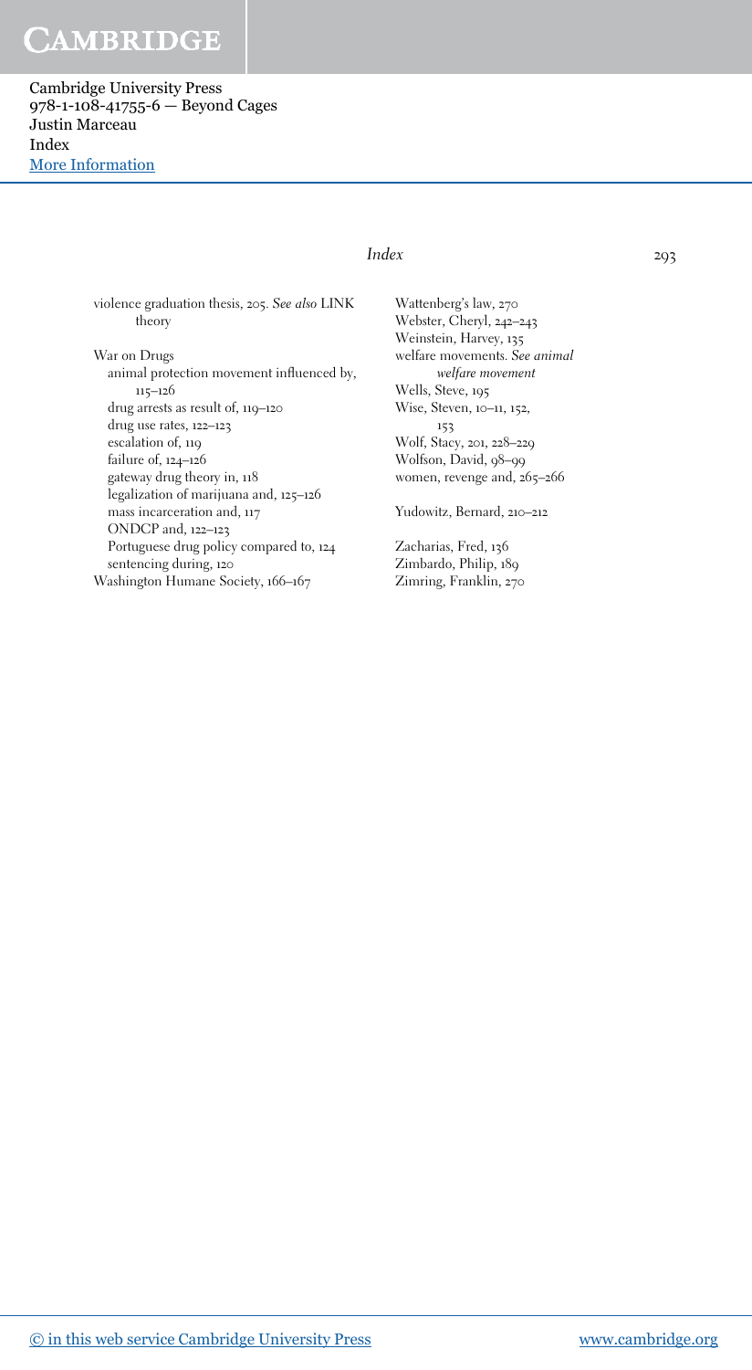violence graduation thesis, 205. *See also* LINK theory

War on Drugs
- animal protection movement influenced by, 115–126
- drug arrests as result of, 119–120
- drug use rates, 122–123
- escalation of, 119
- failure of, 124–126
- gateway drug theory in, 118
- legalization of marijuana and, 125–126
- mass incarceration and, 117
- ONDCP and, 122–123
- Portuguese drug policy compared to, 124
- sentencing during, 120

Washington Humane Society, 166–167

Wattenberg's law, 270
Webster, Cheryl, 242–243
Weinstein, Harvey, 135
welfare movements. *See animal welfare movement*
Wells, Steve, 195
Wise, Steven, 10–11, 152, 153
Wolf, Stacy, 201, 228–229
Wolfson, David, 98–99
women, revenge and, 265–266

Yudowitz, Bernard, 210–212

Zacharias, Fred, 136
Zimbardo, Philip, 189
Zimring, Franklin, 270